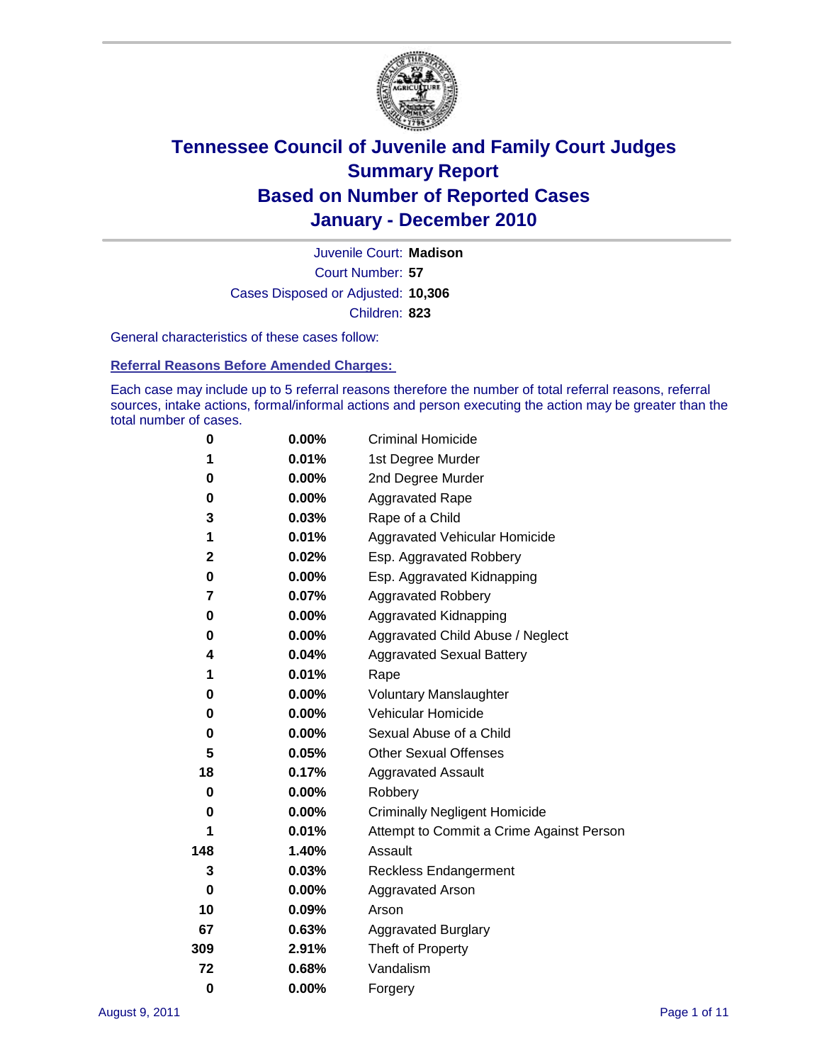# Tennessee Council of Juvenile and Family Court Judges
# Summary Report
# Based on Number of Reported Cases
# January - December 2010

Juvenile Court: **Madison**

Court Number: **57**

Cases Disposed or Adjusted: **10,306**

Children: **823**

General characteristics of these cases follow:

## Referral Reasons Before Amended Charges:

Each case may include up to 5 referral reasons therefore the number of total referral reasons, referral sources, intake actions, formal/informal actions and person executing the action may be greater than the total number of cases.

| Count | Percent | Referral Reason |
|---|---|---|
| 0 | 0.00% | Criminal Homicide |
| 1 | 0.01% | 1st Degree Murder |
| 0 | 0.00% | 2nd Degree Murder |
| 0 | 0.00% | Aggravated Rape |
| 3 | 0.03% | Rape of a Child |
| 1 | 0.01% | Aggravated Vehicular Homicide |
| 2 | 0.02% | Esp. Aggravated Robbery |
| 0 | 0.00% | Esp. Aggravated Kidnapping |
| 7 | 0.07% | Aggravated Robbery |
| 0 | 0.00% | Aggravated Kidnapping |
| 0 | 0.00% | Aggravated Child Abuse / Neglect |
| 4 | 0.04% | Aggravated Sexual Battery |
| 1 | 0.01% | Rape |
| 0 | 0.00% | Voluntary Manslaughter |
| 0 | 0.00% | Vehicular Homicide |
| 0 | 0.00% | Sexual Abuse of a Child |
| 5 | 0.05% | Other Sexual Offenses |
| 18 | 0.17% | Aggravated Assault |
| 0 | 0.00% | Robbery |
| 0 | 0.00% | Criminally Negligent Homicide |
| 1 | 0.01% | Attempt to Commit a Crime Against Person |
| 148 | 1.40% | Assault |
| 3 | 0.03% | Reckless Endangerment |
| 0 | 0.00% | Aggravated Arson |
| 10 | 0.09% | Arson |
| 67 | 0.63% | Aggravated Burglary |
| 309 | 2.91% | Theft of Property |
| 72 | 0.68% | Vandalism |
| 0 | 0.00% | Forgery |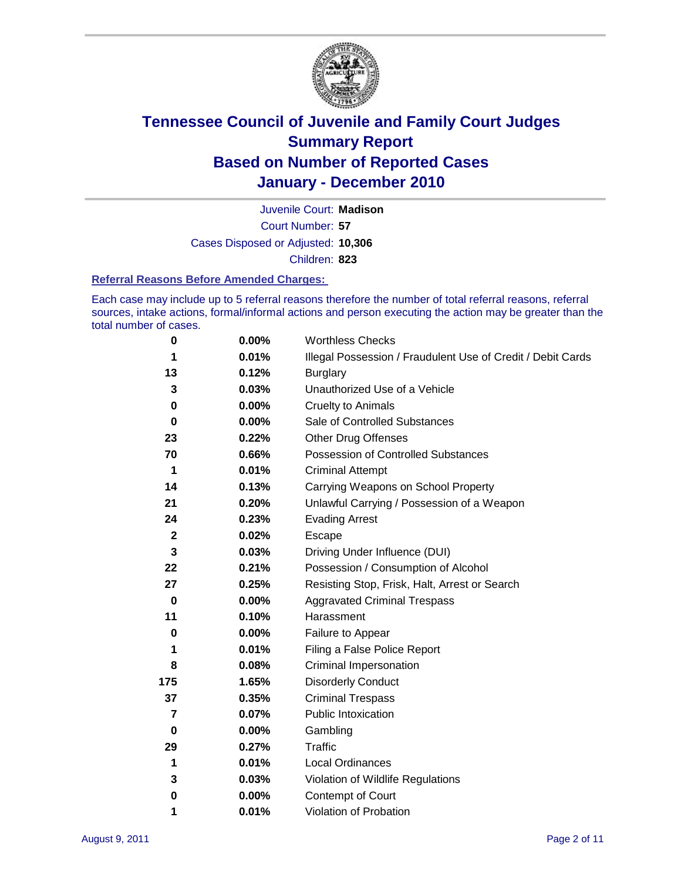# Tennessee Council of Juvenile and Family Court Judges
## Summary Report
## Based on Number of Reported Cases
## January - December 2010

Juvenile Court: **Madison**

Court Number: **57**

Cases Disposed or Adjusted: **10,306**

Children: **823**

### Referral Reasons Before Amended Charges:

Each case may include up to 5 referral reasons therefore the number of total referral reasons, referral sources, intake actions, formal/informal actions and person executing the action may be greater than the total number of cases.

| Count | Percent | Referral Reason |
|---|---|---|
| 0 | 0.00% | Worthless Checks |
| 1 | 0.01% | Illegal Possession / Fraudulent Use of Credit / Debit Cards |
| 13 | 0.12% | Burglary |
| 3 | 0.03% | Unauthorized Use of a Vehicle |
| 0 | 0.00% | Cruelty to Animals |
| 0 | 0.00% | Sale of Controlled Substances |
| 23 | 0.22% | Other Drug Offenses |
| 70 | 0.66% | Possession of Controlled Substances |
| 1 | 0.01% | Criminal Attempt |
| 14 | 0.13% | Carrying Weapons on School Property |
| 21 | 0.20% | Unlawful Carrying / Possession of a Weapon |
| 24 | 0.23% | Evading Arrest |
| 2 | 0.02% | Escape |
| 3 | 0.03% | Driving Under Influence (DUI) |
| 22 | 0.21% | Possession / Consumption of Alcohol |
| 27 | 0.25% | Resisting Stop, Frisk, Halt, Arrest or Search |
| 0 | 0.00% | Aggravated Criminal Trespass |
| 11 | 0.10% | Harassment |
| 0 | 0.00% | Failure to Appear |
| 1 | 0.01% | Filing a False Police Report |
| 8 | 0.08% | Criminal Impersonation |
| 175 | 1.65% | Disorderly Conduct |
| 37 | 0.35% | Criminal Trespass |
| 7 | 0.07% | Public Intoxication |
| 0 | 0.00% | Gambling |
| 29 | 0.27% | Traffic |
| 1 | 0.01% | Local Ordinances |
| 3 | 0.03% | Violation of Wildlife Regulations |
| 0 | 0.00% | Contempt of Court |
| 1 | 0.01% | Violation of Probation |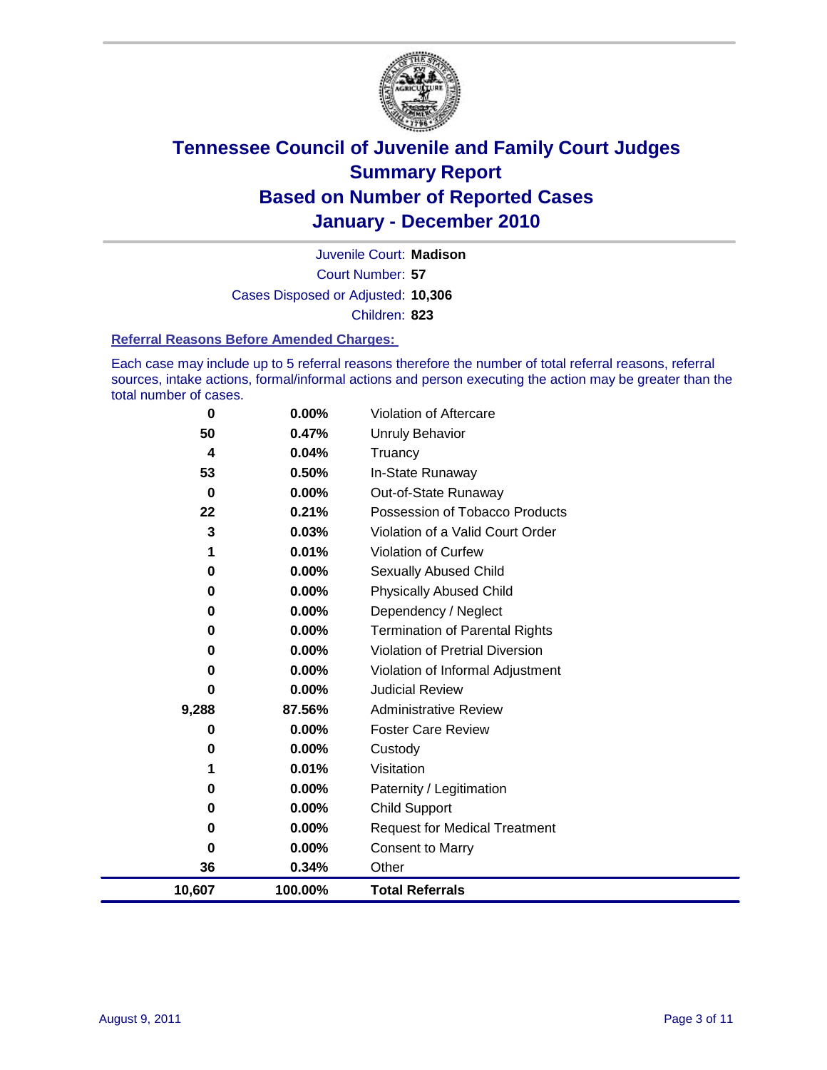# Tennessee Council of Juvenile and Family Court Judges
## Summary Report
## Based on Number of Reported Cases
## January - December 2010

Juvenile Court: **Madison**
Court Number: **57**
Cases Disposed or Adjusted: **10,306**
Children: **823**

### Referral Reasons Before Amended Charges:

Each case may include up to 5 referral reasons therefore the number of total referral reasons, referral sources, intake actions, formal/informal actions and person executing the action may be greater than the total number of cases.

| Count | Percent | Referral Reason |
|---|---|---|
| 0 | 0.00% | Violation of Aftercare |
| 50 | 0.47% | Unruly Behavior |
| 4 | 0.04% | Truancy |
| 53 | 0.50% | In-State Runaway |
| 0 | 0.00% | Out-of-State Runaway |
| 22 | 0.21% | Possession of Tobacco Products |
| 3 | 0.03% | Violation of a Valid Court Order |
| 1 | 0.01% | Violation of Curfew |
| 0 | 0.00% | Sexually Abused Child |
| 0 | 0.00% | Physically Abused Child |
| 0 | 0.00% | Dependency / Neglect |
| 0 | 0.00% | Termination of Parental Rights |
| 0 | 0.00% | Violation of Pretrial Diversion |
| 0 | 0.00% | Violation of Informal Adjustment |
| 0 | 0.00% | Judicial Review |
| 9,288 | 87.56% | Administrative Review |
| 0 | 0.00% | Foster Care Review |
| 0 | 0.00% | Custody |
| 1 | 0.01% | Visitation |
| 0 | 0.00% | Paternity / Legitimation |
| 0 | 0.00% | Child Support |
| 0 | 0.00% | Request for Medical Treatment |
| 0 | 0.00% | Consent to Marry |
| 36 | 0.34% | Other |
| **10,607** | **100.00%** | **Total Referrals** |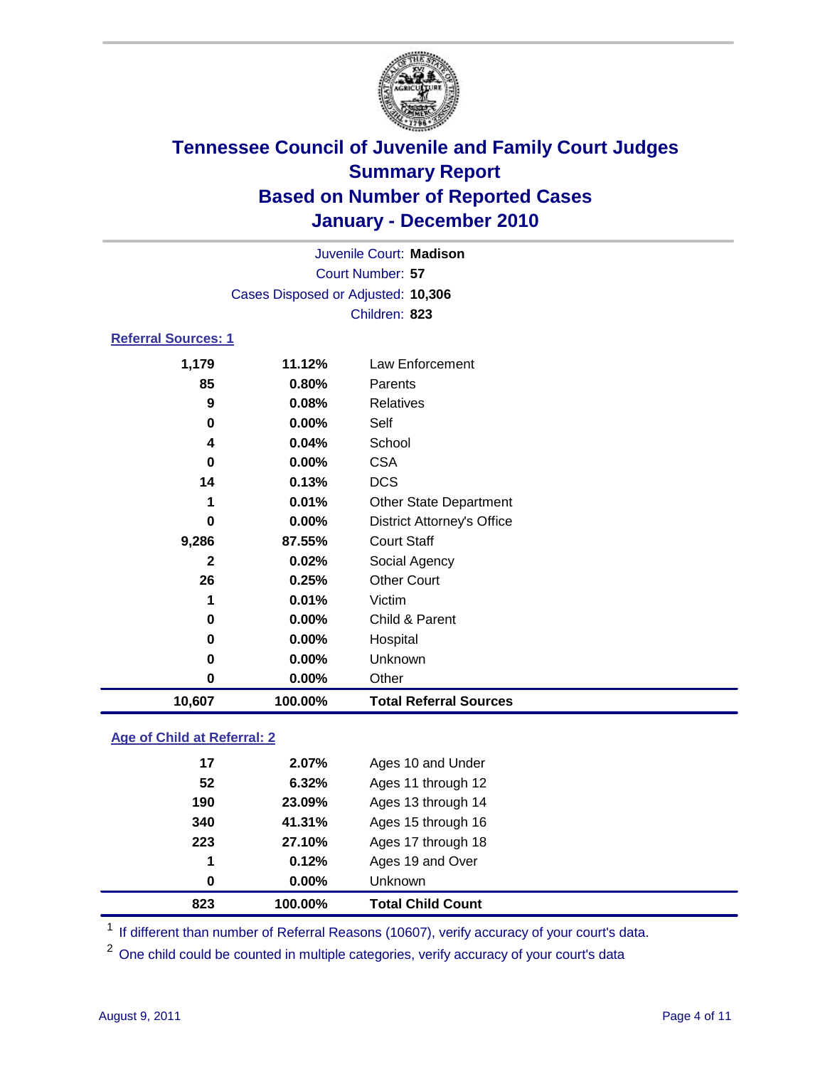# Tennessee Council of Juvenile and Family Court Judges
## Summary Report
## Based on Number of Reported Cases
## January - December 2010

Juvenile Court: **Madison**

Court Number: **57**

Cases Disposed or Adjusted: **10,306**

Children: **823**

### Referral Sources: 1

| | | |
|---|---|---|
| 1,179 | 11.12% | Law Enforcement |
| 85 | 0.80% | Parents |
| 9 | 0.08% | Relatives |
| 0 | 0.00% | Self |
| 4 | 0.04% | School |
| 0 | 0.00% | CSA |
| 14 | 0.13% | DCS |
| 1 | 0.01% | Other State Department |
| 0 | 0.00% | District Attorney's Office |
| 9,286 | 87.55% | Court Staff |
| 2 | 0.02% | Social Agency |
| 26 | 0.25% | Other Court |
| 1 | 0.01% | Victim |
| 0 | 0.00% | Child & Parent |
| 0 | 0.00% | Hospital |
| 0 | 0.00% | Unknown |
| 0 | 0.00% | Other |
| **10,607** | **100.00%** | **Total Referral Sources** |

### Age of Child at Referral: 2

| | | |
|---|---|---|
| 17 | 2.07% | Ages 10 and Under |
| 52 | 6.32% | Ages 11 through 12 |
| 190 | 23.09% | Ages 13 through 14 |
| 340 | 41.31% | Ages 15 through 16 |
| 223 | 27.10% | Ages 17 through 18 |
| 1 | 0.12% | Ages 19 and Over |
| 0 | 0.00% | Unknown |
| **823** | **100.00%** | **Total Child Count** |

[1] If different than number of Referral Reasons (10607), verify accuracy of your court's data.

[2] One child could be counted in multiple categories, verify accuracy of your court's data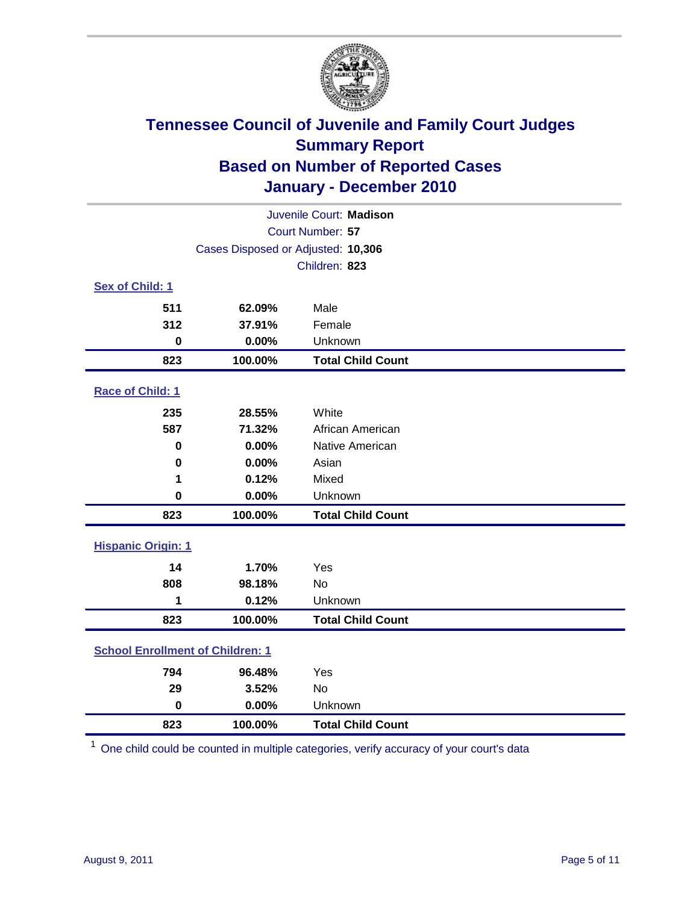# Tennessee Council of Juvenile and Family Court Judges
## Summary Report
## Based on Number of Reported Cases
## January - December 2010

Juvenile Court: **Madison**
Court Number: **57**
Cases Disposed or Adjusted: **10,306**
Children: **823**

### Sex of Child: 1

| | | |
|---|---|---|
| 511 | 62.09% | Male |
| 312 | 37.91% | Female |
| 0 | 0.00% | Unknown |
| **823** | **100.00%** | **Total Child Count** |

### Race of Child: 1

| | | |
|---|---|---|
| 235 | 28.55% | White |
| 587 | 71.32% | African American |
| 0 | 0.00% | Native American |
| 0 | 0.00% | Asian |
| 1 | 0.12% | Mixed |
| 0 | 0.00% | Unknown |
| **823** | **100.00%** | **Total Child Count** |

### Hispanic Origin: 1

| | | |
|---|---|---|
| 14 | 1.70% | Yes |
| 808 | 98.18% | No |
| 1 | 0.12% | Unknown |
| **823** | **100.00%** | **Total Child Count** |

### School Enrollment of Children: 1

| | | |
|---|---|---|
| 794 | 96.48% | Yes |
| 29 | 3.52% | No |
| 0 | 0.00% | Unknown |
| **823** | **100.00%** | **Total Child Count** |

[1] One child could be counted in multiple categories, verify accuracy of your court's data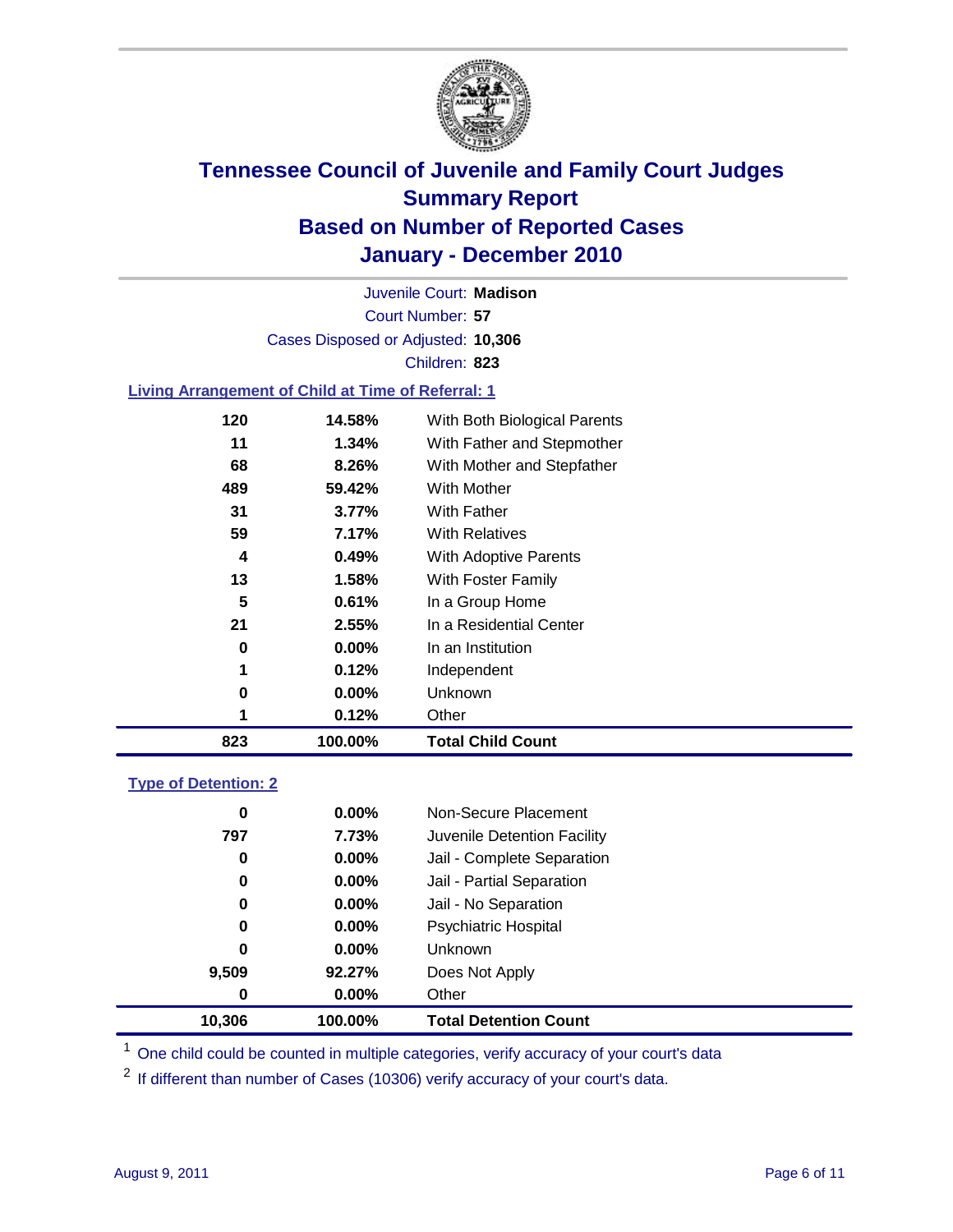# Tennessee Council of Juvenile and Family Court Judges
## Summary Report
## Based on Number of Reported Cases
## January - December 2010

Juvenile Court: **Madison**
Court Number: **57**
Cases Disposed or Adjusted: **10,306**
Children: **823**

### Living Arrangement of Child at Time of Referral: 1

| | | |
|---|---|---|
| 120 | 14.58% | With Both Biological Parents |
| 11 | 1.34% | With Father and Stepmother |
| 68 | 8.26% | With Mother and Stepfather |
| 489 | 59.42% | With Mother |
| 31 | 3.77% | With Father |
| 59 | 7.17% | With Relatives |
| 4 | 0.49% | With Adoptive Parents |
| 13 | 1.58% | With Foster Family |
| 5 | 0.61% | In a Group Home |
| 21 | 2.55% | In a Residential Center |
| 0 | 0.00% | In an Institution |
| 1 | 0.12% | Independent |
| 0 | 0.00% | Unknown |
| 1 | 0.12% | Other |
| **823** | **100.00%** | **Total Child Count** |

### Type of Detention: 2

| | | |
|---|---|---|
| 0 | 0.00% | Non-Secure Placement |
| 797 | 7.73% | Juvenile Detention Facility |
| 0 | 0.00% | Jail - Complete Separation |
| 0 | 0.00% | Jail - Partial Separation |
| 0 | 0.00% | Jail - No Separation |
| 0 | 0.00% | Psychiatric Hospital |
| 0 | 0.00% | Unknown |
| 9,509 | 92.27% | Does Not Apply |
| 0 | 0.00% | Other |
| **10,306** | **100.00%** | **Total Detention Count** |

[1] One child could be counted in multiple categories, verify accuracy of your court's data

[2] If different than number of Cases (10306) verify accuracy of your court's data.

August 9, 2011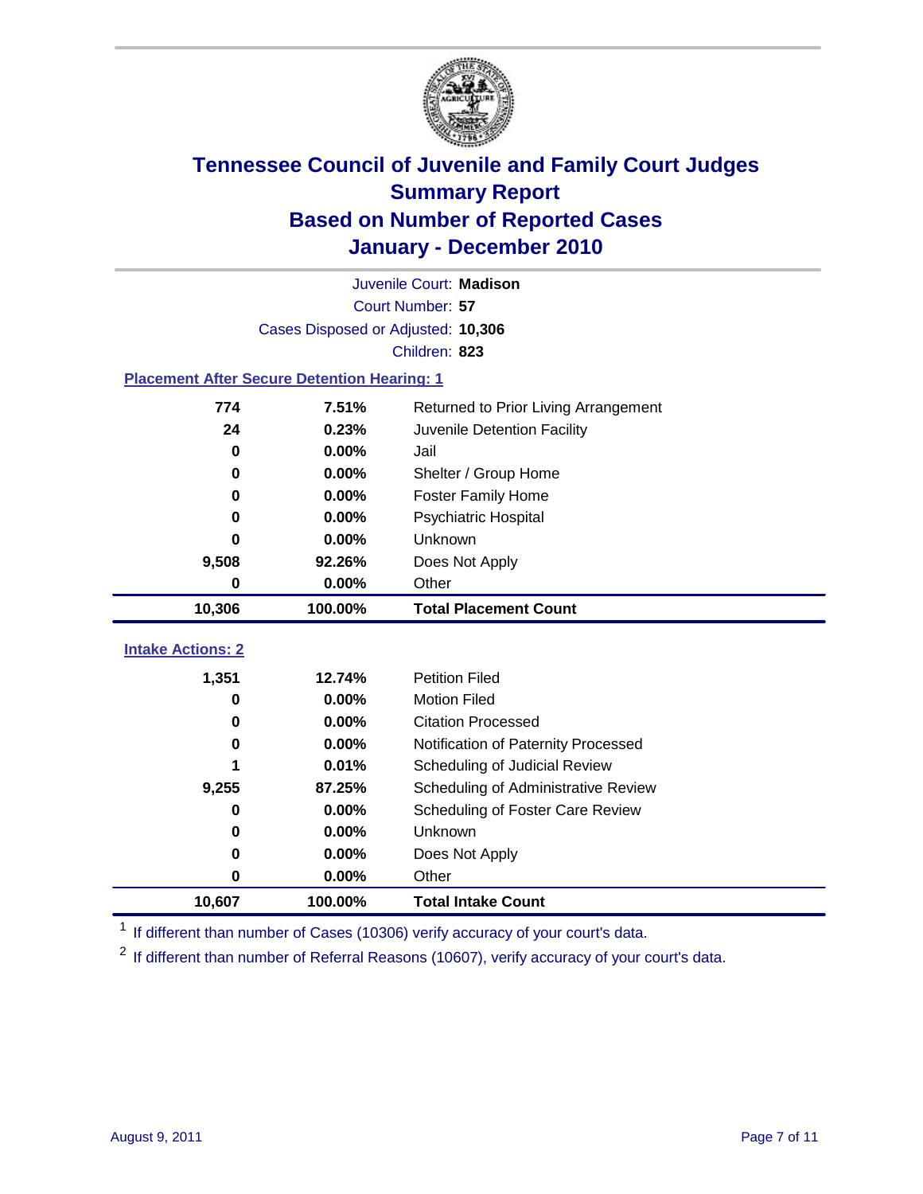# Tennessee Council of Juvenile and Family Court Judges
## Summary Report
## Based on Number of Reported Cases
## January - December 2010

Juvenile Court: **Madison**

Court Number: **57**

Cases Disposed or Adjusted: **10,306**

Children: **823**

### Placement After Secure Detention Hearing: 1

| Count | Percent | Placement |
|---|---|---|
| 774 | 7.51% | Returned to Prior Living Arrangement |
| 24 | 0.23% | Juvenile Detention Facility |
| 0 | 0.00% | Jail |
| 0 | 0.00% | Shelter / Group Home |
| 0 | 0.00% | Foster Family Home |
| 0 | 0.00% | Psychiatric Hospital |
| 0 | 0.00% | Unknown |
| 9,508 | 92.26% | Does Not Apply |
| 0 | 0.00% | Other |
| **10,306** | **100.00%** | **Total Placement Count** |

### Intake Actions: 2

| Count | Percent | Intake Action |
|---|---|---|
| 1,351 | 12.74% | Petition Filed |
| 0 | 0.00% | Motion Filed |
| 0 | 0.00% | Citation Processed |
| 0 | 0.00% | Notification of Paternity Processed |
| 1 | 0.01% | Scheduling of Judicial Review |
| 9,255 | 87.25% | Scheduling of Administrative Review |
| 0 | 0.00% | Scheduling of Foster Care Review |
| 0 | 0.00% | Unknown |
| 0 | 0.00% | Does Not Apply |
| 0 | 0.00% | Other |
| **10,607** | **100.00%** | **Total Intake Count** |

[1] If different than number of Cases (10306) verify accuracy of your court's data.

[2] If different than number of Referral Reasons (10607), verify accuracy of your court's data.

August 9, 2011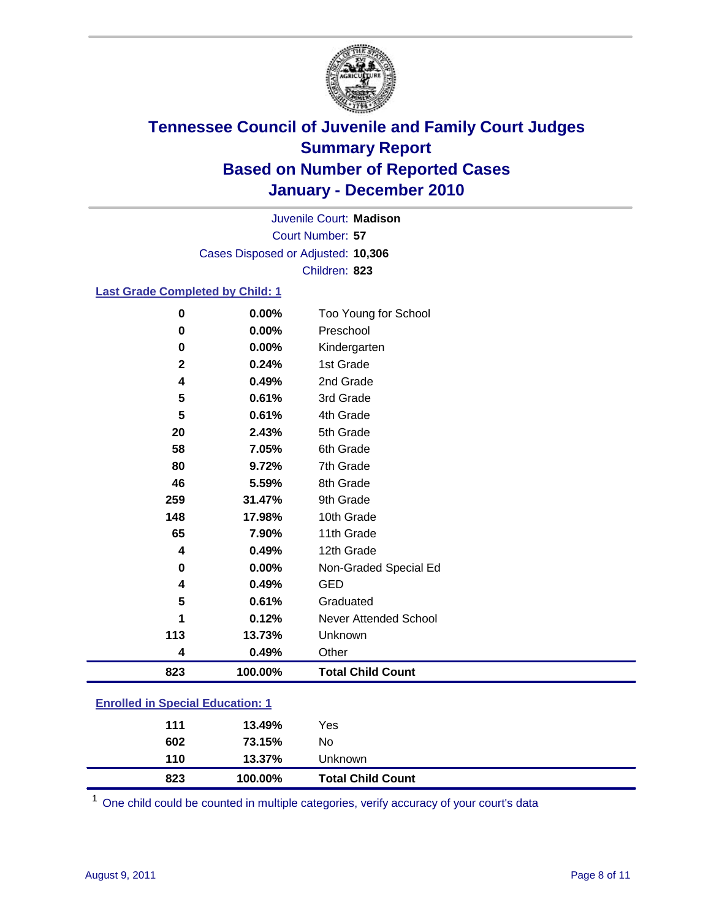# Tennessee Council of Juvenile and Family Court Judges
## Summary Report
## Based on Number of Reported Cases
## January - December 2010

Juvenile Court: **Madison**

Court Number: **57**

Cases Disposed or Adjusted: **10,306**

Children: **823**

### Last Grade Completed by Child: 1

| Count | Percent | Category |
|---|---|---|
| 0 | 0.00% | Too Young for School |
| 0 | 0.00% | Preschool |
| 0 | 0.00% | Kindergarten |
| 2 | 0.24% | 1st Grade |
| 4 | 0.49% | 2nd Grade |
| 5 | 0.61% | 3rd Grade |
| 5 | 0.61% | 4th Grade |
| 20 | 2.43% | 5th Grade |
| 58 | 7.05% | 6th Grade |
| 80 | 9.72% | 7th Grade |
| 46 | 5.59% | 8th Grade |
| 259 | 31.47% | 9th Grade |
| 148 | 17.98% | 10th Grade |
| 65 | 7.90% | 11th Grade |
| 4 | 0.49% | 12th Grade |
| 0 | 0.00% | Non-Graded Special Ed |
| 4 | 0.49% | GED |
| 5 | 0.61% | Graduated |
| 1 | 0.12% | Never Attended School |
| 113 | 13.73% | Unknown |
| 4 | 0.49% | Other |
| **823** | **100.00%** | **Total Child Count** |

### Enrolled in Special Education: 1

| Count | Percent | Category |
|---|---|---|
| 111 | 13.49% | Yes |
| 602 | 73.15% | No |
| 110 | 13.37% | Unknown |
| **823** | **100.00%** | **Total Child Count** |

[1] One child could be counted in multiple categories, verify accuracy of your court's data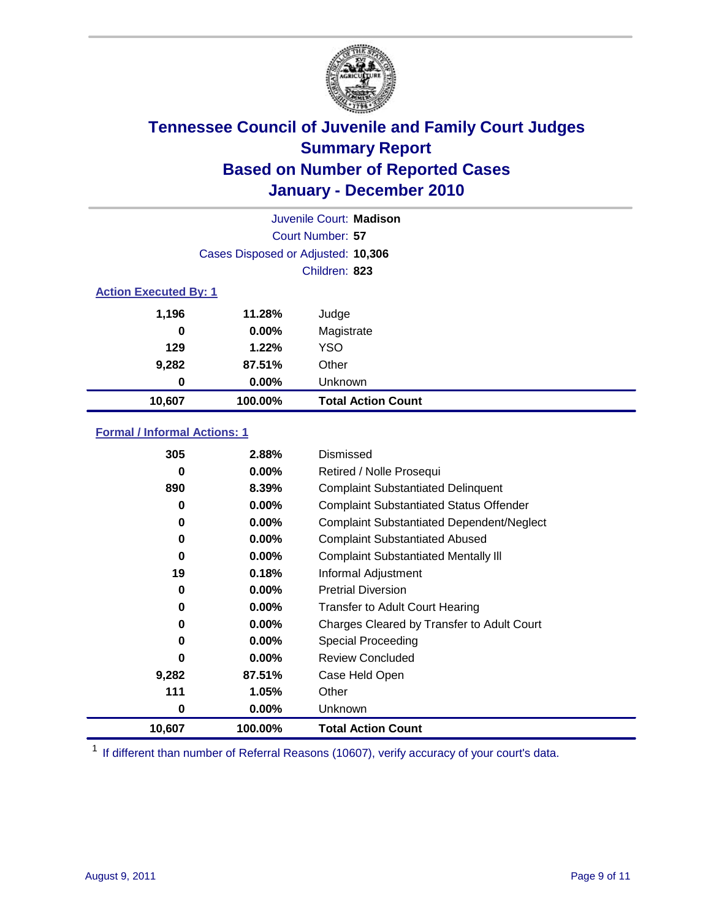# Tennessee Council of Juvenile and Family Court Judges
## Summary Report
## Based on Number of Reported Cases
## January - December 2010

Juvenile Court: **Madison**
Court Number: **57**
Cases Disposed or Adjusted: **10,306**
Children: **823**

### Action Executed By: 1

| | | |
|---|---|---|
| 1,196 | 11.28% | Judge |
| 0 | 0.00% | Magistrate |
| 129 | 1.22% | YSO |
| 9,282 | 87.51% | Other |
| 0 | 0.00% | Unknown |
| **10,607** | **100.00%** | **Total Action Count** |

### Formal / Informal Actions: 1

| | | |
|---|---|---|
| 305 | 2.88% | Dismissed |
| 0 | 0.00% | Retired / Nolle Prosequi |
| 890 | 8.39% | Complaint Substantiated Delinquent |
| 0 | 0.00% | Complaint Substantiated Status Offender |
| 0 | 0.00% | Complaint Substantiated Dependent/Neglect |
| 0 | 0.00% | Complaint Substantiated Abused |
| 0 | 0.00% | Complaint Substantiated Mentally Ill |
| 19 | 0.18% | Informal Adjustment |
| 0 | 0.00% | Pretrial Diversion |
| 0 | 0.00% | Transfer to Adult Court Hearing |
| 0 | 0.00% | Charges Cleared by Transfer to Adult Court |
| 0 | 0.00% | Special Proceeding |
| 0 | 0.00% | Review Concluded |
| 9,282 | 87.51% | Case Held Open |
| 111 | 1.05% | Other |
| 0 | 0.00% | Unknown |
| **10,607** | **100.00%** | **Total Action Count** |

[1] If different than number of Referral Reasons (10607), verify accuracy of your court's data.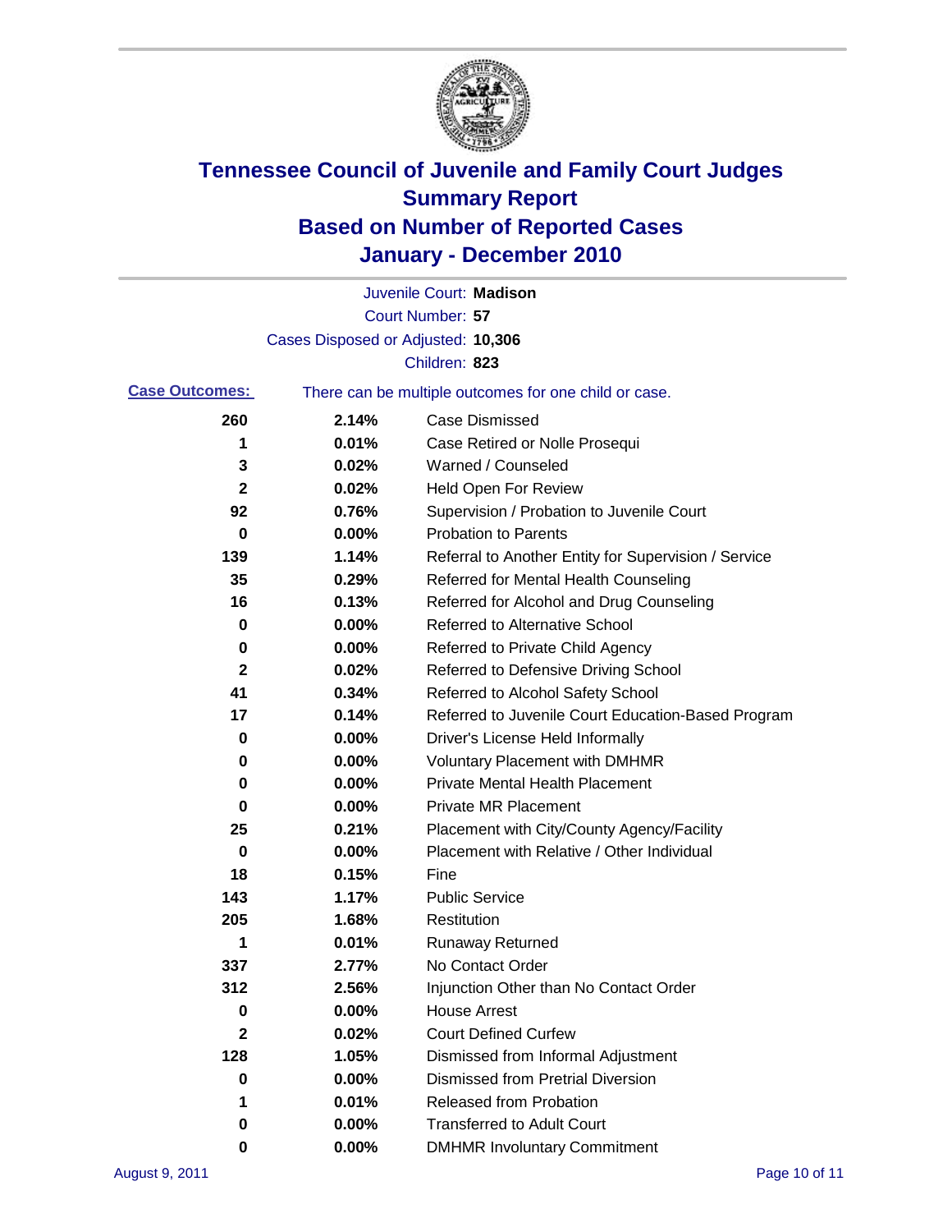# Tennessee Council of Juvenile and Family Court Judges
## Summary Report
## Based on Number of Reported Cases
## January - December 2010

Juvenile Court: **Madison**

Court Number: **57**

Cases Disposed or Adjusted: **10,306**

Children: **823**

**Case Outcomes:** There can be multiple outcomes for one child or case.

| Count | Percent | Outcome |
|---|---|---|
| 260 | 2.14% | Case Dismissed |
| 1 | 0.01% | Case Retired or Nolle Prosequi |
| 3 | 0.02% | Warned / Counseled |
| 2 | 0.02% | Held Open For Review |
| 92 | 0.76% | Supervision / Probation to Juvenile Court |
| 0 | 0.00% | Probation to Parents |
| 139 | 1.14% | Referral to Another Entity for Supervision / Service |
| 35 | 0.29% | Referred for Mental Health Counseling |
| 16 | 0.13% | Referred for Alcohol and Drug Counseling |
| 0 | 0.00% | Referred to Alternative School |
| 0 | 0.00% | Referred to Private Child Agency |
| 2 | 0.02% | Referred to Defensive Driving School |
| 41 | 0.34% | Referred to Alcohol Safety School |
| 17 | 0.14% | Referred to Juvenile Court Education-Based Program |
| 0 | 0.00% | Driver's License Held Informally |
| 0 | 0.00% | Voluntary Placement with DMHMR |
| 0 | 0.00% | Private Mental Health Placement |
| 0 | 0.00% | Private MR Placement |
| 25 | 0.21% | Placement with City/County Agency/Facility |
| 0 | 0.00% | Placement with Relative / Other Individual |
| 18 | 0.15% | Fine |
| 143 | 1.17% | Public Service |
| 205 | 1.68% | Restitution |
| 1 | 0.01% | Runaway Returned |
| 337 | 2.77% | No Contact Order |
| 312 | 2.56% | Injunction Other than No Contact Order |
| 0 | 0.00% | House Arrest |
| 2 | 0.02% | Court Defined Curfew |
| 128 | 1.05% | Dismissed from Informal Adjustment |
| 0 | 0.00% | Dismissed from Pretrial Diversion |
| 1 | 0.01% | Released from Probation |
| 0 | 0.00% | Transferred to Adult Court |
| 0 | 0.00% | DMHMR Involuntary Commitment |

August 9, 2011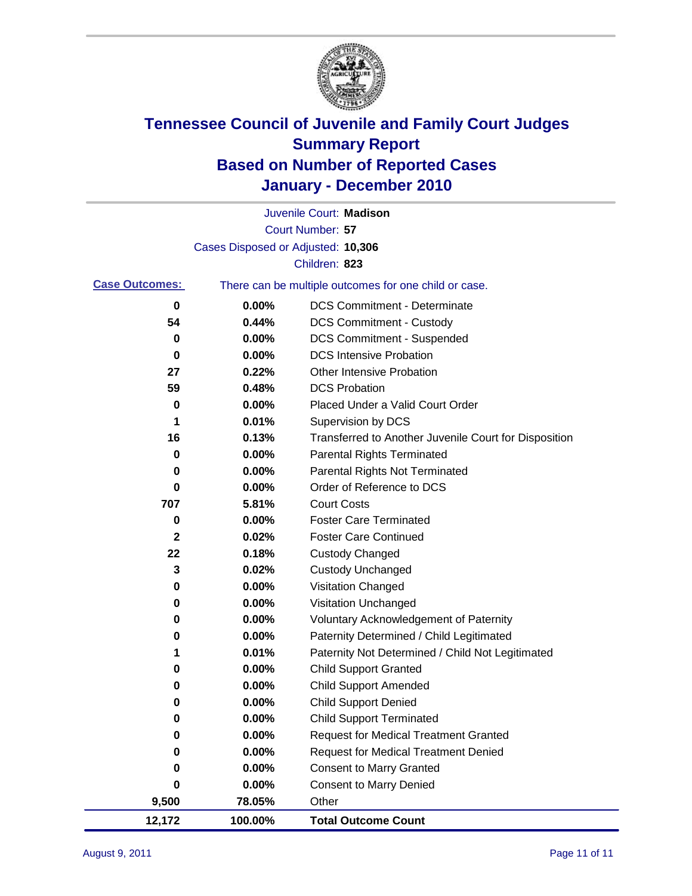# Tennessee Council of Juvenile and Family Court Judges
## Summary Report
## Based on Number of Reported Cases
## January - December 2010

Juvenile Court: **Madison**

Court Number: **57**

Cases Disposed or Adjusted: **10,306**

Children: **823**

**Case Outcomes:** There can be multiple outcomes for one child or case.

| | | |
|---|---|---|
| 0 | 0.00% | DCS Commitment - Determinate |
| 54 | 0.44% | DCS Commitment - Custody |
| 0 | 0.00% | DCS Commitment - Suspended |
| 0 | 0.00% | DCS Intensive Probation |
| 27 | 0.22% | Other Intensive Probation |
| 59 | 0.48% | DCS Probation |
| 0 | 0.00% | Placed Under a Valid Court Order |
| 1 | 0.01% | Supervision by DCS |
| 16 | 0.13% | Transferred to Another Juvenile Court for Disposition |
| 0 | 0.00% | Parental Rights Terminated |
| 0 | 0.00% | Parental Rights Not Terminated |
| 0 | 0.00% | Order of Reference to DCS |
| 707 | 5.81% | Court Costs |
| 0 | 0.00% | Foster Care Terminated |
| 2 | 0.02% | Foster Care Continued |
| 22 | 0.18% | Custody Changed |
| 3 | 0.02% | Custody Unchanged |
| 0 | 0.00% | Visitation Changed |
| 0 | 0.00% | Visitation Unchanged |
| 0 | 0.00% | Voluntary Acknowledgement of Paternity |
| 0 | 0.00% | Paternity Determined / Child Legitimated |
| 1 | 0.01% | Paternity Not Determined / Child Not Legitimated |
| 0 | 0.00% | Child Support Granted |
| 0 | 0.00% | Child Support Amended |
| 0 | 0.00% | Child Support Denied |
| 0 | 0.00% | Child Support Terminated |
| 0 | 0.00% | Request for Medical Treatment Granted |
| 0 | 0.00% | Request for Medical Treatment Denied |
| 0 | 0.00% | Consent to Marry Granted |
| 0 | 0.00% | Consent to Marry Denied |
| 9,500 | 78.05% | Other |
| **12,172** | **100.00%** | **Total Outcome Count** |